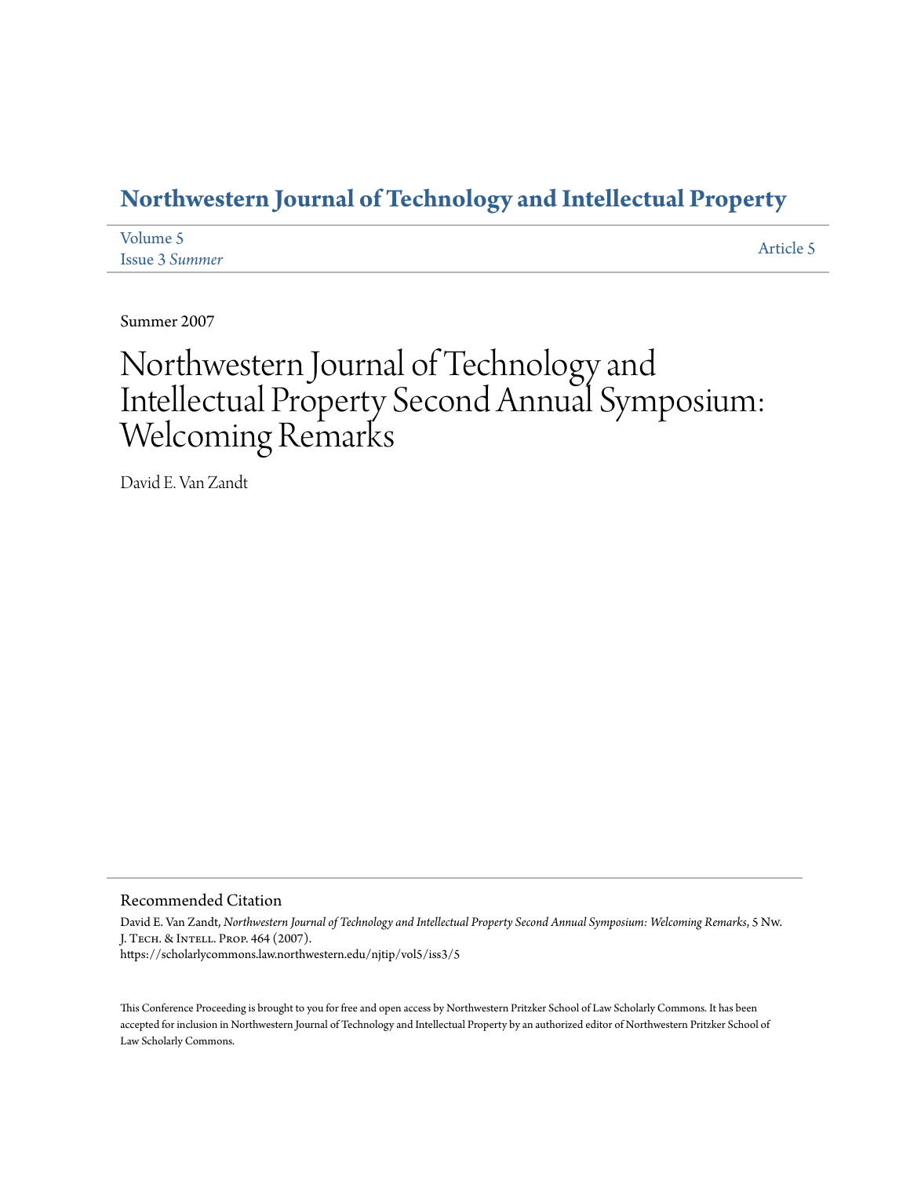# Northwestern Journal of Technology and Intellectual Property

Volume 5
Issue 3 *Summer*

Article 5

Summer 2007

# Northwestern Journal of Technology and Intellectual Property Second Annual Symposium: Welcoming Remarks

David E. Van Zandt

## Recommended Citation

David E. Van Zandt, *Northwestern Journal of Technology and Intellectual Property Second Annual Symposium: Welcoming Remarks*, 5 Nw. J. Tech. & Intell. Prop. 464 (2007).
https://scholarlycommons.law.northwestern.edu/njtip/vol5/iss3/5

This Conference Proceeding is brought to you for free and open access by Northwestern Pritzker School of Law Scholarly Commons. It has been accepted for inclusion in Northwestern Journal of Technology and Intellectual Property by an authorized editor of Northwestern Pritzker School of Law Scholarly Commons.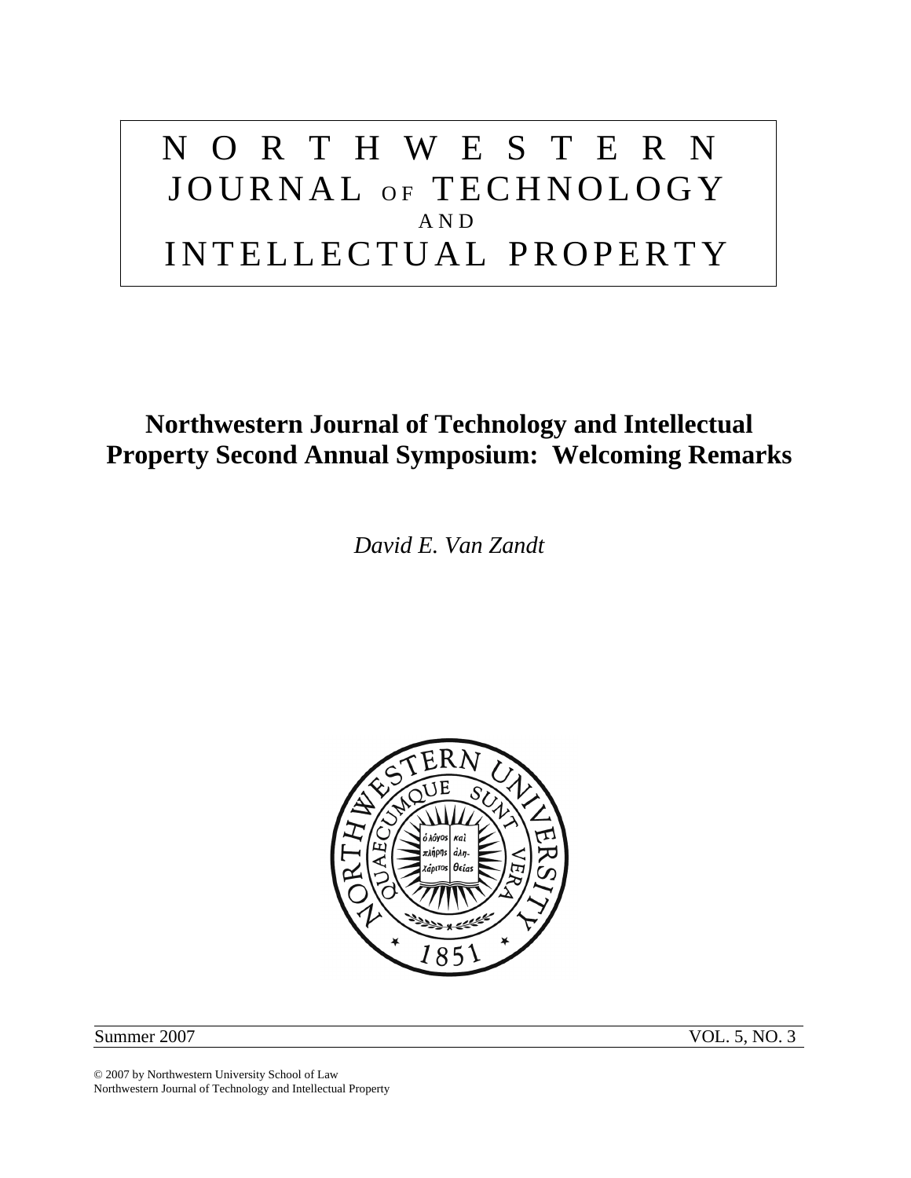# NORTHWESTERN JOURNAL OF TECHNOLOGY AND INTELLECTUAL PROPERTY

## Northwestern Journal of Technology and Intellectual Property Second Annual Symposium: Welcoming Remarks

*David E. Van Zandt*

Summer 2007 VOL. 5, NO. 3

© 2007 by Northwestern University School of Law
Northwestern Journal of Technology and Intellectual Property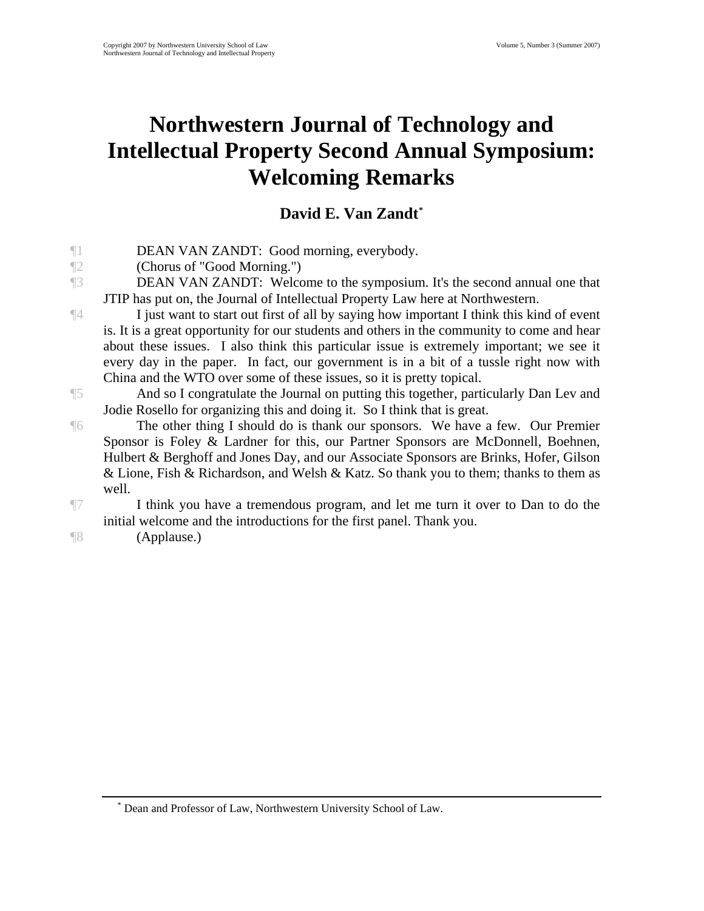# Northwestern Journal of Technology and Intellectual Property Second Annual Symposium: Welcoming Remarks

**David E. Van Zandt***

¶1 DEAN VAN ZANDT: Good morning, everybody.

¶2 (Chorus of "Good Morning.")

¶3 DEAN VAN ZANDT: Welcome to the symposium. It's the second annual one that JTIP has put on, the Journal of Intellectual Property Law here at Northwestern.

¶4 I just want to start out first of all by saying how important I think this kind of event is. It is a great opportunity for our students and others in the community to come and hear about these issues. I also think this particular issue is extremely important; we see it every day in the paper. In fact, our government is in a bit of a tussle right now with China and the WTO over some of these issues, so it is pretty topical.

¶5 And so I congratulate the Journal on putting this together, particularly Dan Lev and Jodie Rosello for organizing this and doing it. So I think that is great.

¶6 The other thing I should do is thank our sponsors. We have a few. Our Premier Sponsor is Foley & Lardner for this, our Partner Sponsors are McDonnell, Boehnen, Hulbert & Berghoff and Jones Day, and our Associate Sponsors are Brinks, Hofer, Gilson & Lione, Fish & Richardson, and Welsh & Katz. So thank you to them; thanks to them as well.

¶7 I think you have a tremendous program, and let me turn it over to Dan to do the initial welcome and the introductions for the first panel. Thank you.

¶8 (Applause.)

---

* Dean and Professor of Law, Northwestern University School of Law.